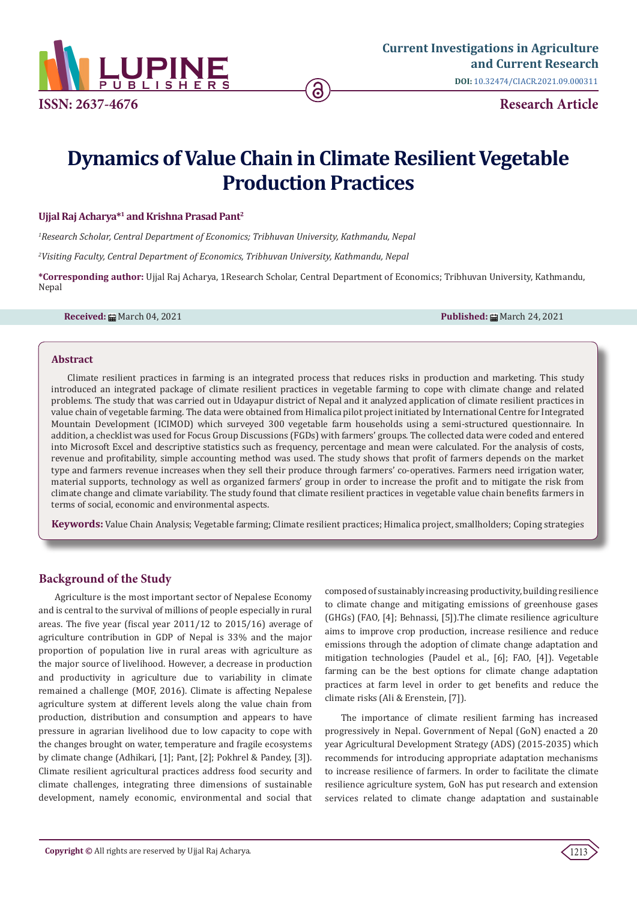# Dynamics of Value Chain in Climate Resilient Vegetable Production Practices

**Ujjal Raj Acharya*[1] and Krishna Prasad Pant[2]**

*[1]Research Scholar, Central Department of Economics; Tribhuvan University, Kathmandu, Nepal*

*[2]Visiting Faculty, Central Department of Economics, Tribhuvan University, Kathmandu, Nepal*

***Corresponding author:** Ujjal Raj Acharya, 1Research Scholar, Central Department of Economics; Tribhuvan University, Kathmandu, Nepal

**Received:** March 04, 2021 **Published:** March 24, 2021

## Abstract

Climate resilient practices in farming is an integrated process that reduces risks in production and marketing. This study introduced an integrated package of climate resilient practices in vegetable farming to cope with climate change and related problems. The study that was carried out in Udayapur district of Nepal and it analyzed application of climate resilient practices in value chain of vegetable farming. The data were obtained from Himalica pilot project initiated by International Centre for Integrated Mountain Development (ICIMOD) which surveyed 300 vegetable farm households using a semi-structured questionnaire. In addition, a checklist was used for Focus Group Discussions (FGDs) with farmers' groups. The collected data were coded and entered into Microsoft Excel and descriptive statistics such as frequency, percentage and mean were calculated. For the analysis of costs, revenue and profitability, simple accounting method was used. The study shows that profit of farmers depends on the market type and farmers revenue increases when they sell their produce through farmers' co-operatives. Farmers need irrigation water, material supports, technology as well as organized farmers' group in order to increase the profit and to mitigate the risk from climate change and climate variability. The study found that climate resilient practices in vegetable value chain benefits farmers in terms of social, economic and environmental aspects.

**Keywords:** Value Chain Analysis; Vegetable farming; Climate resilient practices; Himalica project, smallholders; Coping strategies

## Background of the Study

Agriculture is the most important sector of Nepalese Economy and is central to the survival of millions of people especially in rural areas. The five year (fiscal year 2011/12 to 2015/16) average of agriculture contribution in GDP of Nepal is 33% and the major proportion of population live in rural areas with agriculture as the major source of livelihood. However, a decrease in production and productivity in agriculture due to variability in climate remained a challenge (MOF, 2016). Climate is affecting Nepalese agriculture system at different levels along the value chain from production, distribution and consumption and appears to have pressure in agrarian livelihood due to low capacity to cope with the changes brought on water, temperature and fragile ecosystems by climate change (Adhikari, [1]; Pant, [2]; Pokhrel & Pandey, [3]). Climate resilient agricultural practices address food security and climate challenges, integrating three dimensions of sustainable development, namely economic, environmental and social that composed of sustainably increasing productivity, building resilience to climate change and mitigating emissions of greenhouse gases (GHGs) (FAO, [4]; Behnassi, [5]).The climate resilience agriculture aims to improve crop production, increase resilience and reduce emissions through the adoption of climate change adaptation and mitigation technologies (Paudel et al., [6]; FAO, [4]). Vegetable farming can be the best options for climate change adaptation practices at farm level in order to get benefits and reduce the climate risks (Ali & Erenstein, [7]).

The importance of climate resilient farming has increased progressively in Nepal. Government of Nepal (GoN) enacted a 20 year Agricultural Development Strategy (ADS) (2015-2035) which recommends for introducing appropriate adaptation mechanisms to increase resilience of farmers. In order to facilitate the climate resilience agriculture system, GoN has put research and extension services related to climate change adaptation and sustainable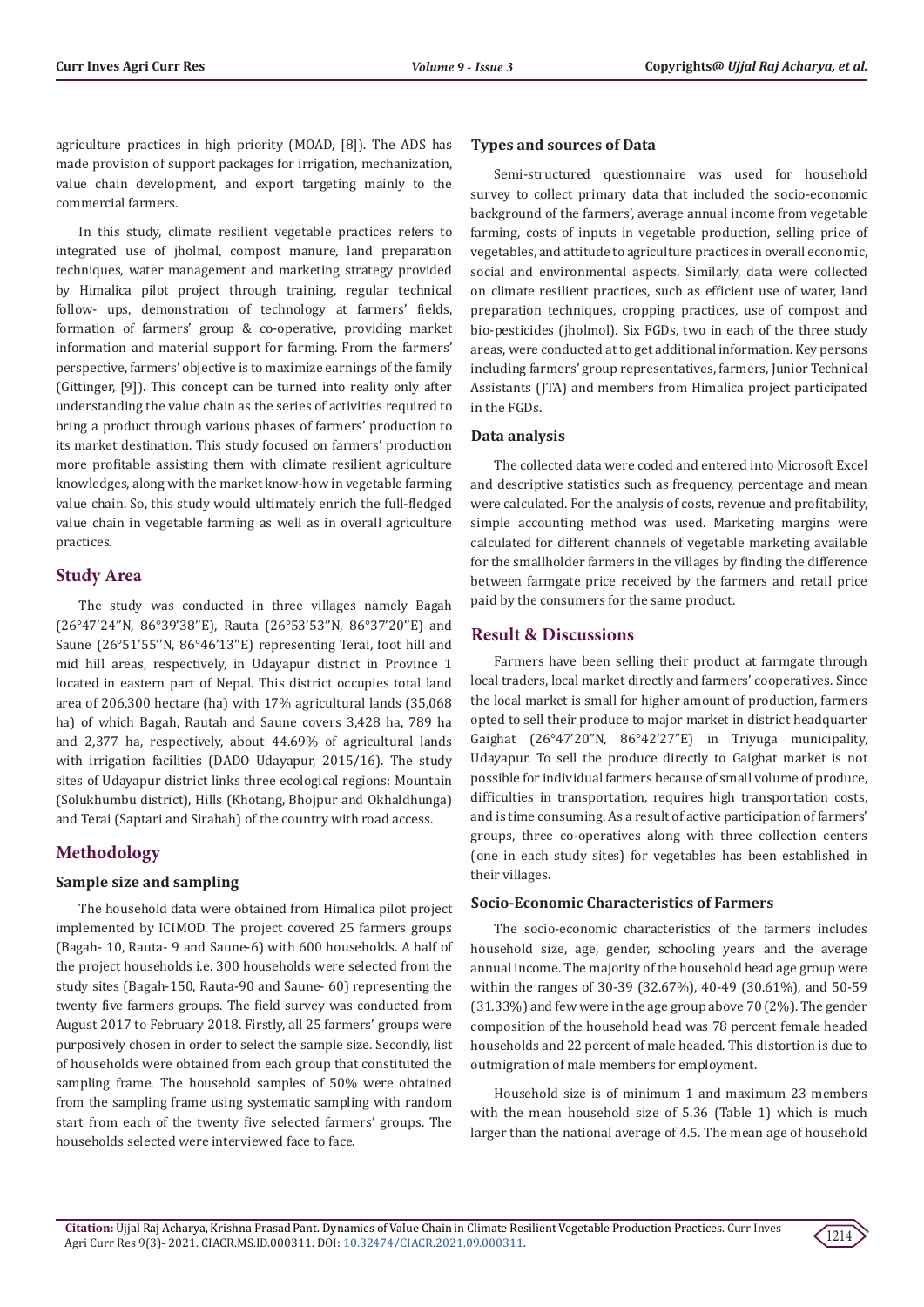agriculture practices in high priority (MOAD, [8]). The ADS has made provision of support packages for irrigation, mechanization, value chain development, and export targeting mainly to the commercial farmers.

In this study, climate resilient vegetable practices refers to integrated use of jholmal, compost manure, land preparation techniques, water management and marketing strategy provided by Himalica pilot project through training, regular technical follow- ups, demonstration of technology at farmers' fields, formation of farmers' group & co-operative, providing market information and material support for farming. From the farmers' perspective, farmers' objective is to maximize earnings of the family (Gittinger, [9]). This concept can be turned into reality only after understanding the value chain as the series of activities required to bring a product through various phases of farmers' production to its market destination. This study focused on farmers' production more profitable assisting them with climate resilient agriculture knowledges, along with the market know-how in vegetable farming value chain. So, this study would ultimately enrich the full-fledged value chain in vegetable farming as well as in overall agriculture practices.

## Study Area

The study was conducted in three villages namely Bagah (26°47'24"N, 86°39'38"E), Rauta (26°53'53"N, 86°37'20"E) and Saune (26°51'55''N, 86°46'13"E) representing Terai, foot hill and mid hill areas, respectively, in Udayapur district in Province 1 located in eastern part of Nepal. This district occupies total land area of 206,300 hectare (ha) with 17% agricultural lands (35,068 ha) of which Bagah, Rautah and Saune covers 3,428 ha, 789 ha and 2,377 ha, respectively, about 44.69% of agricultural lands with irrigation facilities (DADO Udayapur, 2015/16). The study sites of Udayapur district links three ecological regions: Mountain (Solukhumbu district), Hills (Khotang, Bhojpur and Okhaldhunga) and Terai (Saptari and Sirahah) of the country with road access.

## Methodology

### Sample size and sampling

The household data were obtained from Himalica pilot project implemented by ICIMOD. The project covered 25 farmers groups (Bagah- 10, Rauta- 9 and Saune-6) with 600 households. A half of the project households i.e. 300 households were selected from the study sites (Bagah-150, Rauta-90 and Saune- 60) representing the twenty five farmers groups. The field survey was conducted from August 2017 to February 2018. Firstly, all 25 farmers' groups were purposively chosen in order to select the sample size. Secondly, list of households were obtained from each group that constituted the sampling frame. The household samples of 50% were obtained from the sampling frame using systematic sampling with random start from each of the twenty five selected farmers' groups. The households selected were interviewed face to face.

### Types and sources of Data

Semi-structured questionnaire was used for household survey to collect primary data that included the socio-economic background of the farmers', average annual income from vegetable farming, costs of inputs in vegetable production, selling price of vegetables, and attitude to agriculture practices in overall economic, social and environmental aspects. Similarly, data were collected on climate resilient practices, such as efficient use of water, land preparation techniques, cropping practices, use of compost and bio-pesticides (jholmol). Six FGDs, two in each of the three study areas, were conducted at to get additional information. Key persons including farmers' group representatives, farmers, Junior Technical Assistants (JTA) and members from Himalica project participated in the FGDs.

### Data analysis

The collected data were coded and entered into Microsoft Excel and descriptive statistics such as frequency, percentage and mean were calculated. For the analysis of costs, revenue and profitability, simple accounting method was used. Marketing margins were calculated for different channels of vegetable marketing available for the smallholder farmers in the villages by finding the difference between farmgate price received by the farmers and retail price paid by the consumers for the same product.

## Result & Discussions

Farmers have been selling their product at farmgate through local traders, local market directly and farmers' cooperatives. Since the local market is small for higher amount of production, farmers opted to sell their produce to major market in district headquarter Gaighat (26°47'20"N, 86°42'27"E) in Triyuga municipality, Udayapur. To sell the produce directly to Gaighat market is not possible for individual farmers because of small volume of produce, difficulties in transportation, requires high transportation costs, and is time consuming. As a result of active participation of farmers' groups, three co-operatives along with three collection centers (one in each study sites) for vegetables has been established in their villages.

### Socio-Economic Characteristics of Farmers

The socio-economic characteristics of the farmers includes household size, age, gender, schooling years and the average annual income. The majority of the household head age group were within the ranges of 30-39 (32.67%), 40-49 (30.61%), and 50-59 (31.33%) and few were in the age group above 70 (2%). The gender composition of the household head was 78 percent female headed households and 22 percent of male headed. This distortion is due to outmigration of male members for employment.

Household size is of minimum 1 and maximum 23 members with the mean household size of 5.36 (Table 1) which is much larger than the national average of 4.5. The mean age of household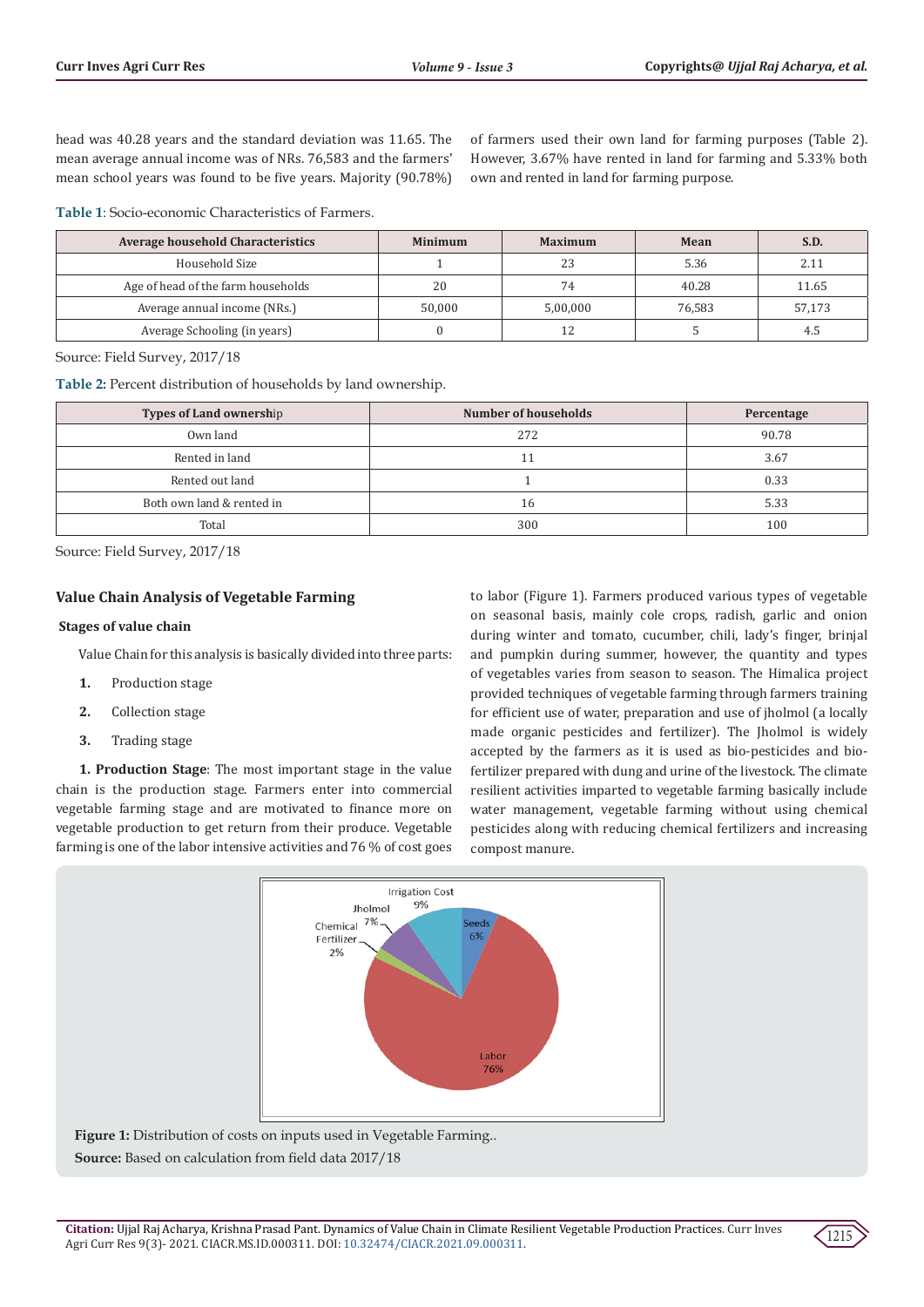head was 40.28 years and the standard deviation was 11.65. The mean average annual income was of NRs. 76,583 and the farmers' mean school years was found to be five years. Majority (90.78%) of farmers used their own land for farming purposes (Table 2). However, 3.67% have rented in land for farming and 5.33% both own and rented in land for farming purpose.

**Table 1**: Socio-economic Characteristics of Farmers.

| Average household Characteristics | Minimum | Maximum | Mean | S.D. |
|---|---|---|---|---|
| Household Size | 1 | 23 | 5.36 | 2.11 |
| Age of head of the farm households | 20 | 74 | 40.28 | 11.65 |
| Average annual income (NRs.) | 50,000 | 5,00,000 | 76,583 | 57,173 |
| Average Schooling (in years) | 0 | 12 | 5 | 4.5 |

Source: Field Survey, 2017/18

**Table 2:** Percent distribution of households by land ownership.

| Types of Land ownership | Number of households | Percentage |
|---|---|---|
| Own land | 272 | 90.78 |
| Rented in land | 11 | 3.67 |
| Rented out land | 1 | 0.33 |
| Both own land & rented in | 16 | 5.33 |
| Total | 300 | 100 |

Source: Field Survey, 2017/18

## Value Chain Analysis of Vegetable Farming

### Stages of value chain

Value Chain for this analysis is basically divided into three parts:

1. Production stage
2. Collection stage
3. Trading stage

**1. Production Stage**: The most important stage in the value chain is the production stage. Farmers enter into commercial vegetable farming stage and are motivated to finance more on vegetable production to get return from their produce. Vegetable farming is one of the labor intensive activities and 76 % of cost goes to labor (Figure 1). Farmers produced various types of vegetable on seasonal basis, mainly cole crops, radish, garlic and onion during winter and tomato, cucumber, chili, lady's finger, brinjal and pumpkin during summer, however, the quantity and types of vegetables varies from season to season. The Himalica project provided techniques of vegetable farming through farmers training for efficient use of water, preparation and use of jholmol (a locally made organic pesticides and fertilizer). The Jholmol is widely accepted by the farmers as it is used as bio-pesticides and bio-fertilizer prepared with dung and urine of the livestock. The climate resilient activities imparted to vegetable farming basically include water management, vegetable farming without using chemical pesticides along with reducing chemical fertilizers and increasing compost manure.

**Figure 1:** Distribution of costs on inputs used in Vegetable Farming..

**Source:** Based on calculation from field data 2017/18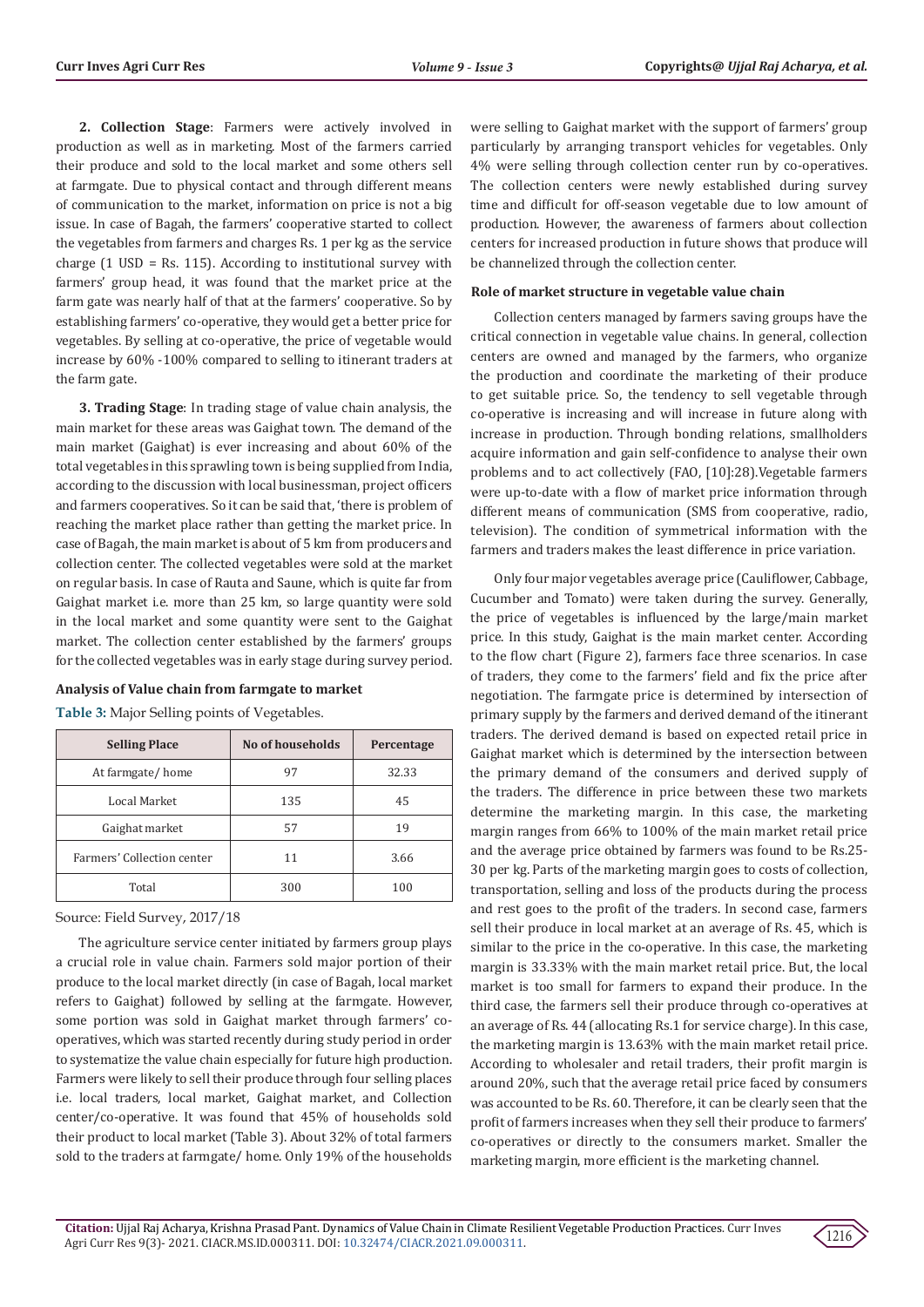**2. Collection Stage**: Farmers were actively involved in production as well as in marketing. Most of the farmers carried their produce and sold to the local market and some others sell at farmgate. Due to physical contact and through different means of communication to the market, information on price is not a big issue. In case of Bagah, the farmers' cooperative started to collect the vegetables from farmers and charges Rs. 1 per kg as the service charge (1 USD = Rs. 115). According to institutional survey with farmers' group head, it was found that the market price at the farm gate was nearly half of that at the farmers' cooperative. So by establishing farmers' co-operative, they would get a better price for vegetables. By selling at co-operative, the price of vegetable would increase by 60% -100% compared to selling to itinerant traders at the farm gate.

**3. Trading Stage**: In trading stage of value chain analysis, the main market for these areas was Gaighat town. The demand of the main market (Gaighat) is ever increasing and about 60% of the total vegetables in this sprawling town is being supplied from India, according to the discussion with local businessman, project officers and farmers cooperatives. So it can be said that, 'there is problem of reaching the market place rather than getting the market price. In case of Bagah, the main market is about of 5 km from producers and collection center. The collected vegetables were sold at the market on regular basis. In case of Rauta and Saune, which is quite far from Gaighat market i.e. more than 25 km, so large quantity were sold in the local market and some quantity were sent to the Gaighat market. The collection center established by the farmers' groups for the collected vegetables was in early stage during survey period.

### Analysis of Value chain from farmgate to market

**Table 3:** Major Selling points of Vegetables.

| Selling Place | No of households | Percentage |
|---|---|---|
| At farmgate/ home | 97 | 32.33 |
| Local Market | 135 | 45 |
| Gaighat market | 57 | 19 |
| Farmers' Collection center | 11 | 3.66 |
| Total | 300 | 100 |

Source: Field Survey, 2017/18

The agriculture service center initiated by farmers group plays a crucial role in value chain. Farmers sold major portion of their produce to the local market directly (in case of Bagah, local market refers to Gaighat) followed by selling at the farmgate. However, some portion was sold in Gaighat market through farmers' co-operatives, which was started recently during study period in order to systematize the value chain especially for future high production. Farmers were likely to sell their produce through four selling places i.e. local traders, local market, Gaighat market, and Collection center/co-operative. It was found that 45% of households sold their product to local market (Table 3). About 32% of total farmers sold to the traders at farmgate/ home. Only 19% of the households were selling to Gaighat market with the support of farmers' group particularly by arranging transport vehicles for vegetables. Only 4% were selling through collection center run by co-operatives. The collection centers were newly established during survey time and difficult for off-season vegetable due to low amount of production. However, the awareness of farmers about collection centers for increased production in future shows that produce will be channelized through the collection center.

### Role of market structure in vegetable value chain

Collection centers managed by farmers saving groups have the critical connection in vegetable value chains. In general, collection centers are owned and managed by the farmers, who organize the production and coordinate the marketing of their produce to get suitable price. So, the tendency to sell vegetable through co-operative is increasing and will increase in future along with increase in production. Through bonding relations, smallholders acquire information and gain self-confidence to analyse their own problems and to act collectively (FAO, [10]:28).Vegetable farmers were up-to-date with a flow of market price information through different means of communication (SMS from cooperative, radio, television). The condition of symmetrical information with the farmers and traders makes the least difference in price variation.

Only four major vegetables average price (Cauliflower, Cabbage, Cucumber and Tomato) were taken during the survey. Generally, the price of vegetables is influenced by the large/main market price. In this study, Gaighat is the main market center. According to the flow chart (Figure 2), farmers face three scenarios. In case of traders, they come to the farmers' field and fix the price after negotiation. The farmgate price is determined by intersection of primary supply by the farmers and derived demand of the itinerant traders. The derived demand is based on expected retail price in Gaighat market which is determined by the intersection between the primary demand of the consumers and derived supply of the traders. The difference in price between these two markets determine the marketing margin. In this case, the marketing margin ranges from 66% to 100% of the main market retail price and the average price obtained by farmers was found to be Rs.25-30 per kg. Parts of the marketing margin goes to costs of collection, transportation, selling and loss of the products during the process and rest goes to the profit of the traders. In second case, farmers sell their produce in local market at an average of Rs. 45, which is similar to the price in the co-operative. In this case, the marketing margin is 33.33% with the main market retail price. But, the local market is too small for farmers to expand their produce. In the third case, the farmers sell their produce through co-operatives at an average of Rs. 44 (allocating Rs.1 for service charge). In this case, the marketing margin is 13.63% with the main market retail price. According to wholesaler and retail traders, their profit margin is around 20%, such that the average retail price faced by consumers was accounted to be Rs. 60. Therefore, it can be clearly seen that the profit of farmers increases when they sell their produce to farmers' co-operatives or directly to the consumers market. Smaller the marketing margin, more efficient is the marketing channel.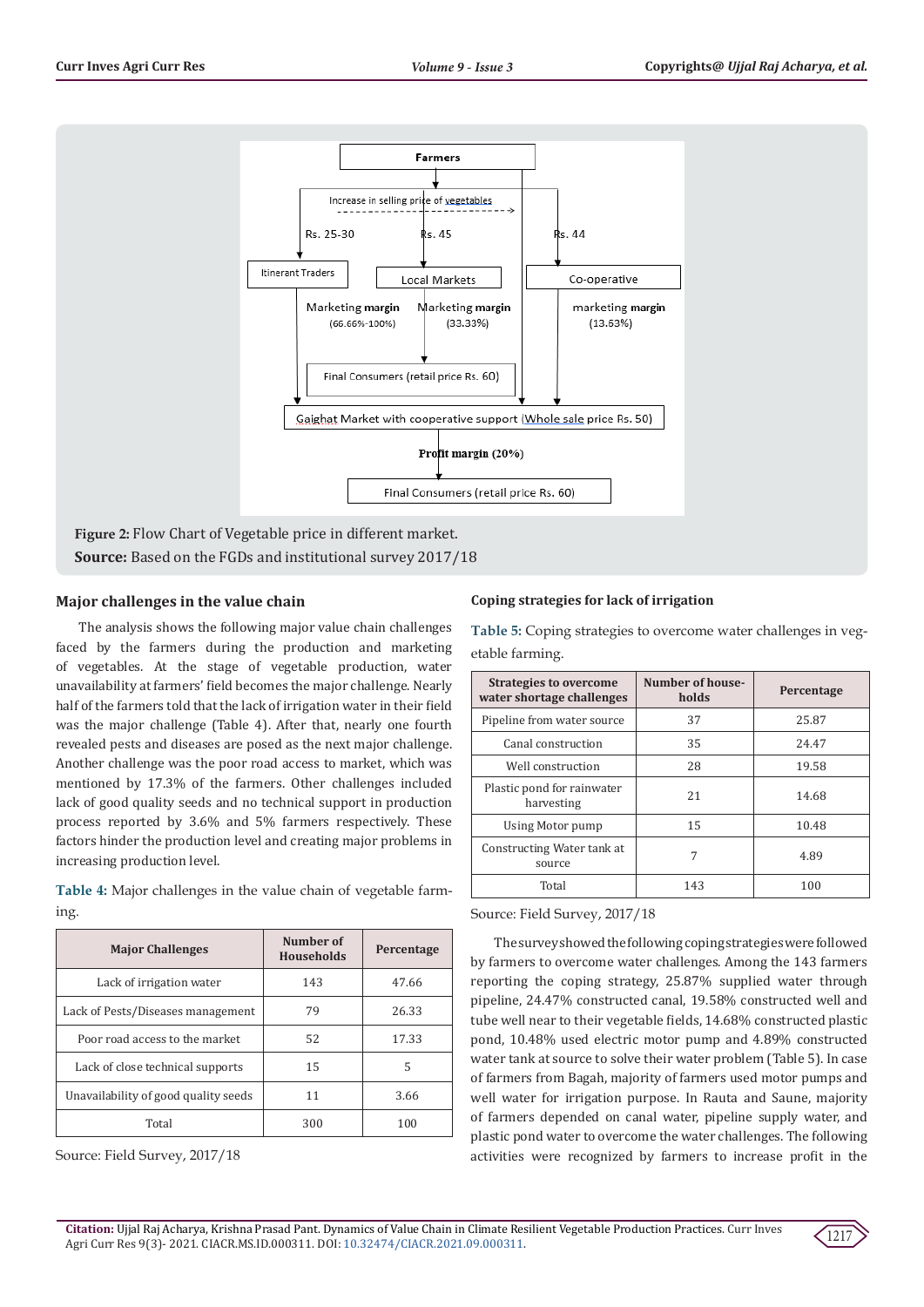**Figure 2:** Flow Chart of Vegetable price in different market.

**Source:** Based on the FGDs and institutional survey 2017/18

### Major challenges in the value chain

The analysis shows the following major value chain challenges faced by the farmers during the production and marketing of vegetables. At the stage of vegetable production, water unavailability at farmers' field becomes the major challenge. Nearly half of the farmers told that the lack of irrigation water in their field was the major challenge (Table 4). After that, nearly one fourth revealed pests and diseases are posed as the next major challenge. Another challenge was the poor road access to market, which was mentioned by 17.3% of the farmers. Other challenges included lack of good quality seeds and no technical support in production process reported by 3.6% and 5% farmers respectively. These factors hinder the production level and creating major problems in increasing production level.

**Table 4:** Major challenges in the value chain of vegetable farming.

| Major Challenges | Number of Households | Percentage |
|---|---|---|
| Lack of irrigation water | 143 | 47.66 |
| Lack of Pests/Diseases management | 79 | 26.33 |
| Poor road access to the market | 52 | 17.33 |
| Lack of close technical supports | 15 | 5 |
| Unavailability of good quality seeds | 11 | 3.66 |
| Total | 300 | 100 |

Source: Field Survey, 2017/18

### Coping strategies for lack of irrigation

**Table 5:** Coping strategies to overcome water challenges in vegetable farming.

| Strategies to overcome water shortage challenges | Number of households | Percentage |
|---|---|---|
| Pipeline from water source | 37 | 25.87 |
| Canal construction | 35 | 24.47 |
| Well construction | 28 | 19.58 |
| Plastic pond for rainwater harvesting | 21 | 14.68 |
| Using Motor pump | 15 | 10.48 |
| Constructing Water tank at source | 7 | 4.89 |
| Total | 143 | 100 |

Source: Field Survey, 2017/18

The survey showed the following coping strategies were followed by farmers to overcome water challenges. Among the 143 farmers reporting the coping strategy, 25.87% supplied water through pipeline, 24.47% constructed canal, 19.58% constructed well and tube well near to their vegetable fields, 14.68% constructed plastic pond, 10.48% used electric motor pump and 4.89% constructed water tank at source to solve their water problem (Table 5). In case of farmers from Bagah, majority of farmers used motor pumps and well water for irrigation purpose. In Rauta and Saune, majority of farmers depended on canal water, pipeline supply water, and plastic pond water to overcome the water challenges. The following activities were recognized by farmers to increase profit in the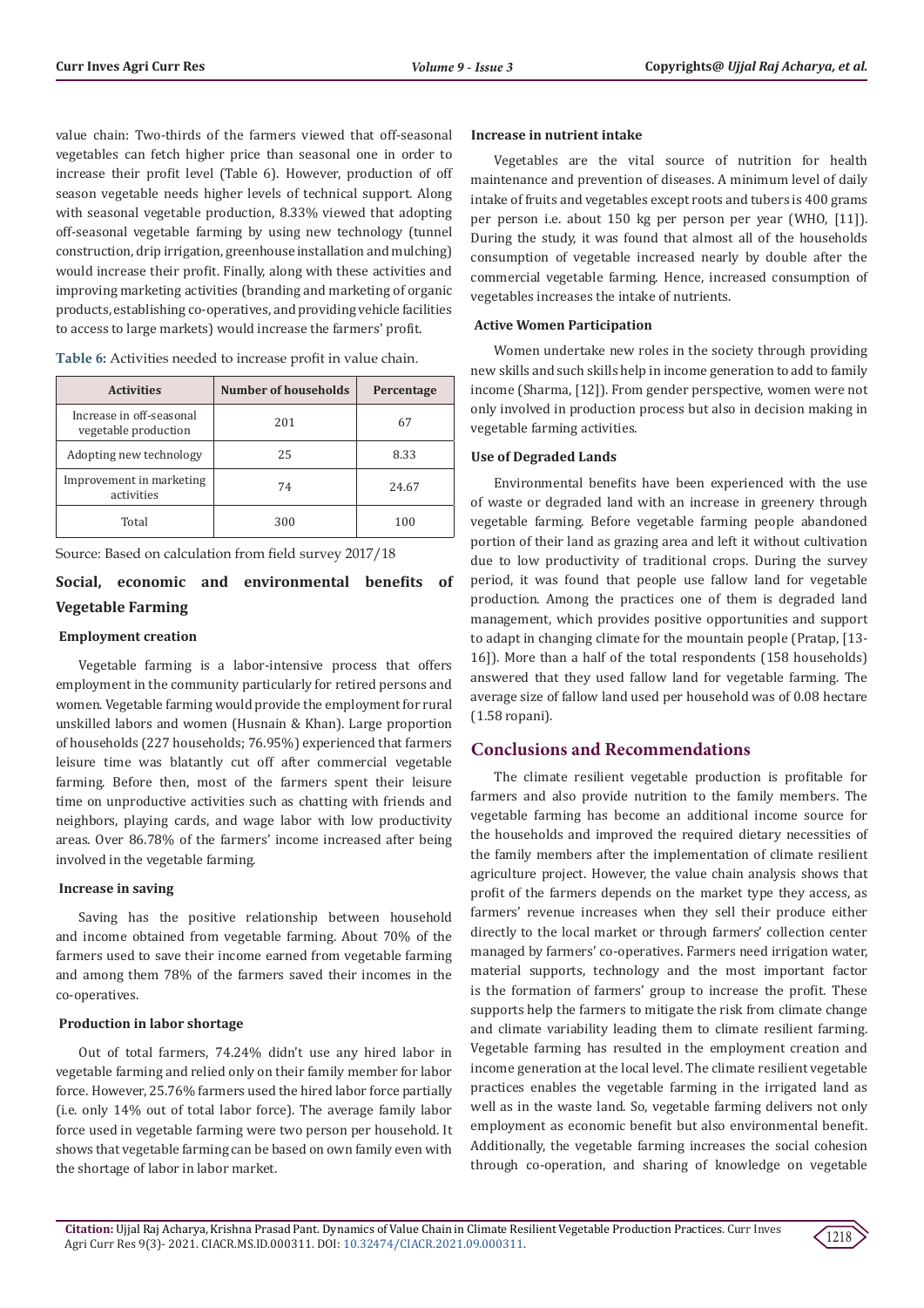value chain: Two-thirds of the farmers viewed that off-seasonal vegetables can fetch higher price than seasonal one in order to increase their profit level (Table 6). However, production of off season vegetable needs higher levels of technical support. Along with seasonal vegetable production, 8.33% viewed that adopting off-seasonal vegetable farming by using new technology (tunnel construction, drip irrigation, greenhouse installation and mulching) would increase their profit. Finally, along with these activities and improving marketing activities (branding and marketing of organic products, establishing co-operatives, and providing vehicle facilities to access to large markets) would increase the farmers' profit.

**Table 6:** Activities needed to increase profit in value chain.

| Activities | Number of households | Percentage |
|---|---|---|
| Increase in off-seasonal vegetable production | 201 | 67 |
| Adopting new technology | 25 | 8.33 |
| Improvement in marketing activities | 74 | 24.67 |
| Total | 300 | 100 |

Source: Based on calculation from field survey 2017/18

### Social, economic and environmental benefits of Vegetable Farming

#### Employment creation

Vegetable farming is a labor-intensive process that offers employment in the community particularly for retired persons and women. Vegetable farming would provide the employment for rural unskilled labors and women (Husnain & Khan). Large proportion of households (227 households; 76.95%) experienced that farmers leisure time was blatantly cut off after commercial vegetable farming. Before then, most of the farmers spent their leisure time on unproductive activities such as chatting with friends and neighbors, playing cards, and wage labor with low productivity areas. Over 86.78% of the farmers' income increased after being involved in the vegetable farming.

#### Increase in saving

Saving has the positive relationship between household and income obtained from vegetable farming. About 70% of the farmers used to save their income earned from vegetable farming and among them 78% of the farmers saved their incomes in the co-operatives.

#### Production in labor shortage

Out of total farmers, 74.24% didn't use any hired labor in vegetable farming and relied only on their family member for labor force. However, 25.76% farmers used the hired labor force partially (i.e. only 14% out of total labor force). The average family labor force used in vegetable farming were two person per household. It shows that vegetable farming can be based on own family even with the shortage of labor in labor market.

#### Increase in nutrient intake

Vegetables are the vital source of nutrition for health maintenance and prevention of diseases. A minimum level of daily intake of fruits and vegetables except roots and tubers is 400 grams per person i.e. about 150 kg per person per year (WHO, [11]). During the study, it was found that almost all of the households consumption of vegetable increased nearly by double after the commercial vegetable farming. Hence, increased consumption of vegetables increases the intake of nutrients.

#### Active Women Participation

Women undertake new roles in the society through providing new skills and such skills help in income generation to add to family income (Sharma, [12]). From gender perspective, women were not only involved in production process but also in decision making in vegetable farming activities.

#### Use of Degraded Lands

Environmental benefits have been experienced with the use of waste or degraded land with an increase in greenery through vegetable farming. Before vegetable farming people abandoned portion of their land as grazing area and left it without cultivation due to low productivity of traditional crops. During the survey period, it was found that people use fallow land for vegetable production. Among the practices one of them is degraded land management, which provides positive opportunities and support to adapt in changing climate for the mountain people (Pratap, [13-16]). More than a half of the total respondents (158 households) answered that they used fallow land for vegetable farming. The average size of fallow land used per household was of 0.08 hectare (1.58 ropani).

## Conclusions and Recommendations

The climate resilient vegetable production is profitable for farmers and also provide nutrition to the family members. The vegetable farming has become an additional income source for the households and improved the required dietary necessities of the family members after the implementation of climate resilient agriculture project. However, the value chain analysis shows that profit of the farmers depends on the market type they access, as farmers' revenue increases when they sell their produce either directly to the local market or through farmers' collection center managed by farmers' co-operatives. Farmers need irrigation water, material supports, technology and the most important factor is the formation of farmers' group to increase the profit. These supports help the farmers to mitigate the risk from climate change and climate variability leading them to climate resilient farming. Vegetable farming has resulted in the employment creation and income generation at the local level. The climate resilient vegetable practices enables the vegetable farming in the irrigated land as well as in the waste land. So, vegetable farming delivers not only employment as economic benefit but also environmental benefit. Additionally, the vegetable farming increases the social cohesion through co-operation, and sharing of knowledge on vegetable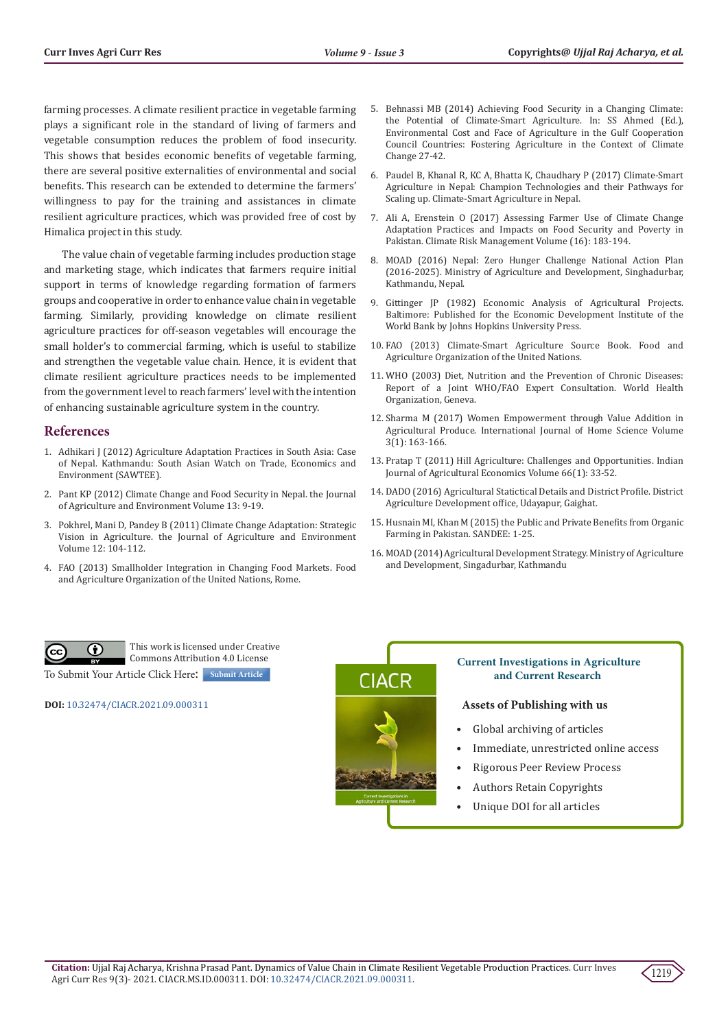farming processes. A climate resilient practice in vegetable farming plays a significant role in the standard of living of farmers and vegetable consumption reduces the problem of food insecurity. This shows that besides economic benefits of vegetable farming, there are several positive externalities of environmental and social benefits. This research can be extended to determine the farmers' willingness to pay for the training and assistances in climate resilient agriculture practices, which was provided free of cost by Himalica project in this study.

The value chain of vegetable farming includes production stage and marketing stage, which indicates that farmers require initial support in terms of knowledge regarding formation of farmers groups and cooperative in order to enhance value chain in vegetable farming. Similarly, providing knowledge on climate resilient agriculture practices for off-season vegetables will encourage the small holder's to commercial farming, which is useful to stabilize and strengthen the vegetable value chain. Hence, it is evident that climate resilient agriculture practices needs to be implemented from the government level to reach farmers' level with the intention of enhancing sustainable agriculture system in the country.

## References

1. Adhikari J (2012) Agriculture Adaptation Practices in South Asia: Case of Nepal. Kathmandu: South Asian Watch on Trade, Economics and Environment (SAWTEE).
2. Pant KP (2012) Climate Change and Food Security in Nepal. the Journal of Agriculture and Environment Volume 13: 9-19.
3. Pokhrel, Mani D, Pandey B (2011) Climate Change Adaptation: Strategic Vision in Agriculture. the Journal of Agriculture and Environment Volume 12: 104-112.
4. FAO (2013) Smallholder Integration in Changing Food Markets. Food and Agriculture Organization of the United Nations, Rome.
5. Behnassi MB (2014) Achieving Food Security in a Changing Climate: the Potential of Climate-Smart Agriculture. In: SS Ahmed (Ed.), Environmental Cost and Face of Agriculture in the Gulf Cooperation Council Countries: Fostering Agriculture in the Context of Climate Change 27-42.
6. Paudel B, Khanal R, KC A, Bhatta K, Chaudhary P (2017) Climate-Smart Agriculture in Nepal: Champion Technologies and their Pathways for Scaling up. Climate-Smart Agriculture in Nepal.
7. Ali A, Erenstein O (2017) Assessing Farmer Use of Climate Change Adaptation Practices and Impacts on Food Security and Poverty in Pakistan. Climate Risk Management Volume (16): 183-194.
8. MOAD (2016) Nepal: Zero Hunger Challenge National Action Plan (2016-2025). Ministry of Agriculture and Development, Singhadurbar, Kathmandu, Nepal.
9. Gittinger JP (1982) Economic Analysis of Agricultural Projects. Baltimore: Published for the Economic Development Institute of the World Bank by Johns Hopkins University Press.
10. FAO (2013) Climate-Smart Agriculture Source Book. Food and Agriculture Organization of the United Nations.
11. WHO (2003) Diet, Nutrition and the Prevention of Chronic Diseases: Report of a Joint WHO/FAO Expert Consultation. World Health Organization, Geneva.
12. Sharma M (2017) Women Empowerment through Value Addition in Agricultural Produce. International Journal of Home Science Volume 3(1): 163-166.
13. Pratap T (2011) Hill Agriculture: Challenges and Opportunities. Indian Journal of Agricultural Economics Volume 66(1): 33-52.
14. DADO (2016) Agricultural Statictical Details and District Profile. District Agriculture Development office, Udayapur, Gaighat.
15. Husnain MI, Khan M (2015) the Public and Private Benefits from Organic Farming in Pakistan. SANDEE: 1-25.
16. MOAD (2014) Agricultural Development Strategy. Ministry of Agriculture and Development, Singadurbar, Kathmandu

This work is licensed under Creative Commons Attribution 4.0 License

To Submit Your Article Click Here: Submit Article

**DOI:** 10.32474/CIACR.2021.09.000311

**Current Investigations in Agriculture and Current Research**

**Assets of Publishing with us**

- Global archiving of articles
- Immediate, unrestricted online access
- Rigorous Peer Review Process
- Authors Retain Copyrights
- Unique DOI for all articles

**Citation:** Ujjal Raj Acharya, Krishna Prasad Pant. Dynamics of Value Chain in Climate Resilient Vegetable Production Practices. Curr Inves Agri Curr Res 9(3)- 2021. CIACR.MS.ID.000311. DOI: 10.32474/CIACR.2021.09.000311.